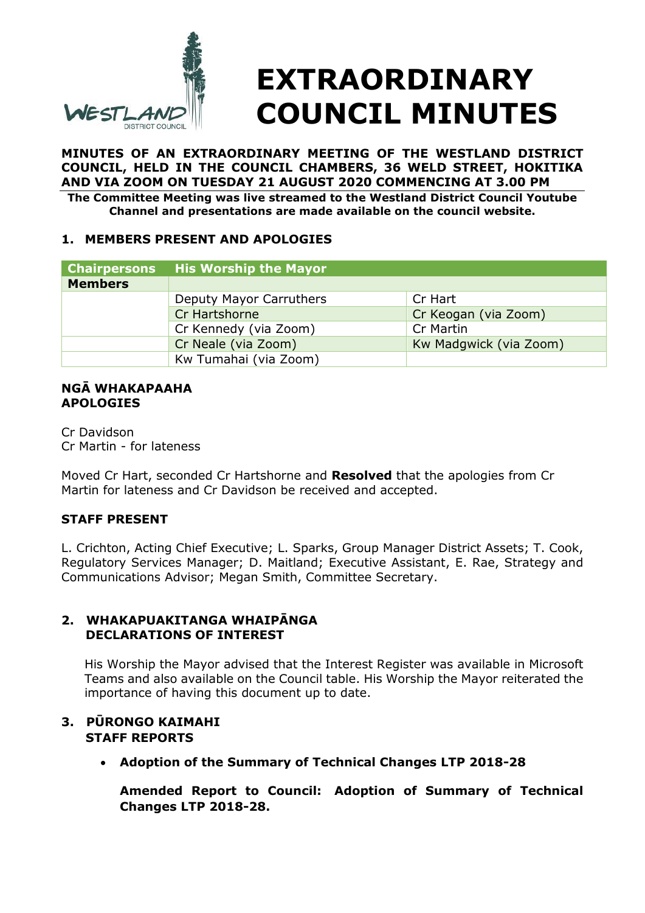# EXTRAORDINARY COUNCIL MINUTES

**MINUTES OF AN EXTRAORDINARY MEETING OF THE WESTLAND DISTRICT COUNCIL, HELD IN THE COUNCIL CHAMBERS, 36 WELD STREET, HOKITIKA AND VIA ZOOM ON TUESDAY 21 AUGUST 2020 COMMENCING AT 3.00 PM**

**The Committee Meeting was live streamed to the Westland District Council Youtube Channel and presentations are made available on the council website.**

## 1. MEMBERS PRESENT AND APOLOGIES

| Chairpersons | His Worship the Mayor | |
|---|---|---|
| **Members** | | |
| | Deputy Mayor Carruthers | Cr Hart |
| | Cr Hartshorne | Cr Keogan (via Zoom) |
| | Cr Kennedy (via Zoom) | Cr Martin |
| | Cr Neale (via Zoom) | Kw Madgwick (via Zoom) |
| | Kw Tumahai (via Zoom) | |

**NGĀ WHAKAPAAHA**
**APOLOGIES**

Cr Davidson
Cr Martin - for lateness

Moved Cr Hart, seconded Cr Hartshorne and **Resolved** that the apologies from Cr Martin for lateness and Cr Davidson be received and accepted.

**STAFF PRESENT**

L. Crichton, Acting Chief Executive; L. Sparks, Group Manager District Assets; T. Cook, Regulatory Services Manager; D. Maitland; Executive Assistant, E. Rae, Strategy and Communications Advisor; Megan Smith, Committee Secretary.

## 2. WHAKAPUAKITANGA WHAIPĀNGA DECLARATIONS OF INTEREST

His Worship the Mayor advised that the Interest Register was available in Microsoft Teams and also available on the Council table. His Worship the Mayor reiterated the importance of having this document up to date.

## 3. PŪRONGO KAIMAHI STAFF REPORTS

- **Adoption of the Summary of Technical Changes LTP 2018-28**

  **Amended Report to Council: Adoption of Summary of Technical Changes LTP 2018-28.**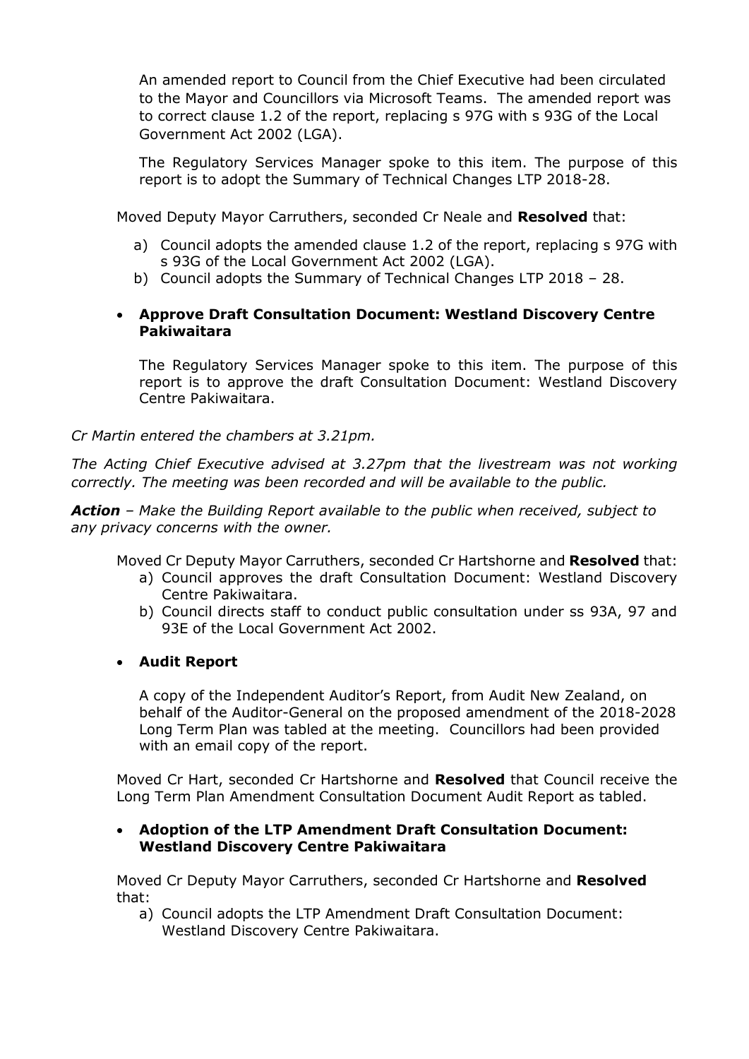An amended report to Council from the Chief Executive had been circulated to the Mayor and Councillors via Microsoft Teams. The amended report was to correct clause 1.2 of the report, replacing s 97G with s 93G of the Local Government Act 2002 (LGA).

The Regulatory Services Manager spoke to this item. The purpose of this report is to adopt the Summary of Technical Changes LTP 2018-28.

Moved Deputy Mayor Carruthers, seconded Cr Neale and **Resolved** that:

a) Council adopts the amended clause 1.2 of the report, replacing s 97G with s 93G of the Local Government Act 2002 (LGA).
b) Council adopts the Summary of Technical Changes LTP 2018 – 28.

- **Approve Draft Consultation Document: Westland Discovery Centre Pakiwaitara**

The Regulatory Services Manager spoke to this item. The purpose of this report is to approve the draft Consultation Document: Westland Discovery Centre Pakiwaitara.

*Cr Martin entered the chambers at 3.21pm.*

*The Acting Chief Executive advised at 3.27pm that the livestream was not working correctly. The meeting was been recorded and will be available to the public.*

***Action*** *– Make the Building Report available to the public when received, subject to any privacy concerns with the owner.*

Moved Cr Deputy Mayor Carruthers, seconded Cr Hartshorne and **Resolved** that:

a) Council approves the draft Consultation Document: Westland Discovery Centre Pakiwaitara.
b) Council directs staff to conduct public consultation under ss 93A, 97 and 93E of the Local Government Act 2002.

- **Audit Report**

A copy of the Independent Auditor's Report, from Audit New Zealand, on behalf of the Auditor-General on the proposed amendment of the 2018-2028 Long Term Plan was tabled at the meeting. Councillors had been provided with an email copy of the report.

Moved Cr Hart, seconded Cr Hartshorne and **Resolved** that Council receive the Long Term Plan Amendment Consultation Document Audit Report as tabled.

- **Adoption of the LTP Amendment Draft Consultation Document: Westland Discovery Centre Pakiwaitara**

Moved Cr Deputy Mayor Carruthers, seconded Cr Hartshorne and **Resolved** that:

a) Council adopts the LTP Amendment Draft Consultation Document: Westland Discovery Centre Pakiwaitara.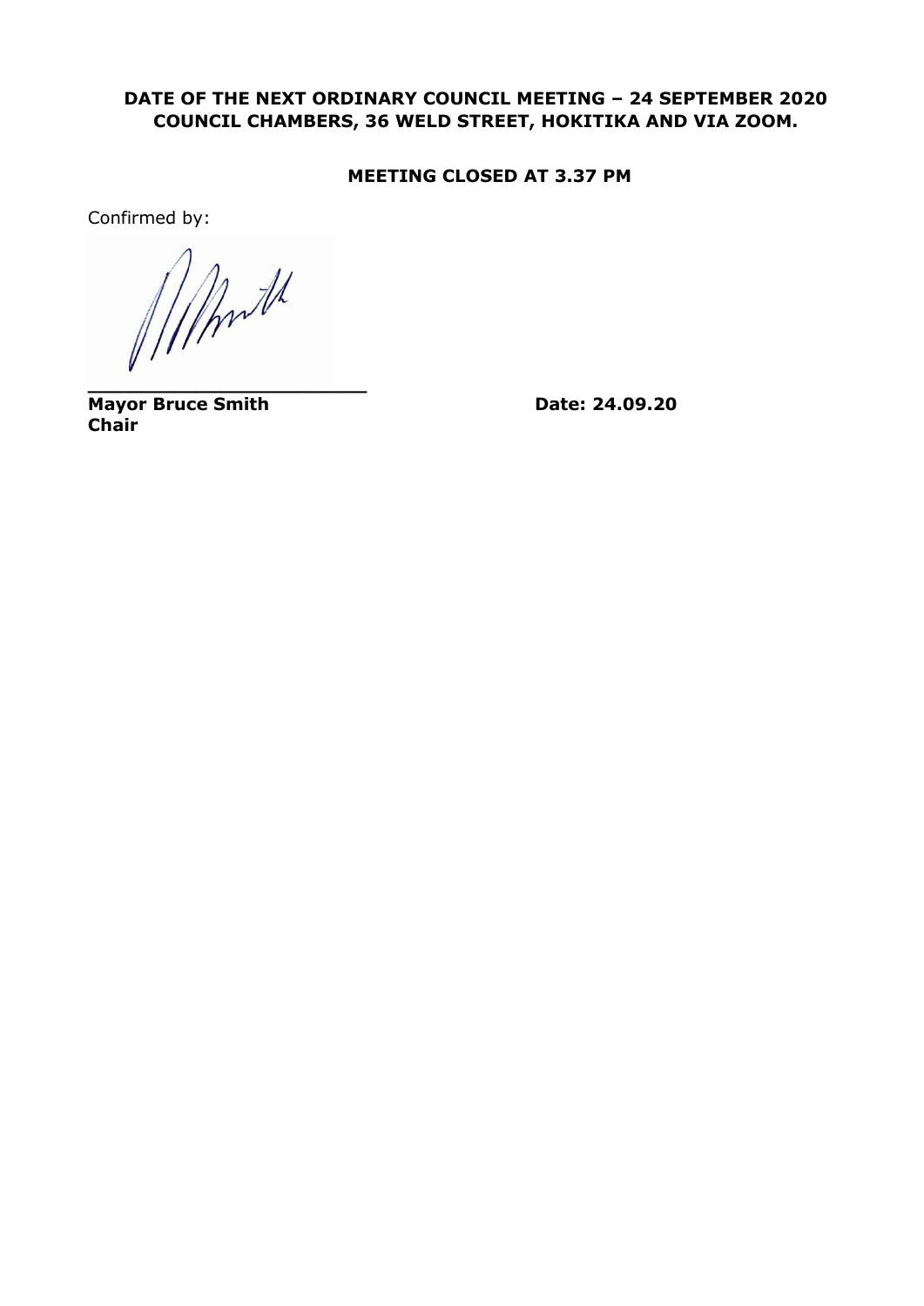**DATE OF THE NEXT ORDINARY COUNCIL MEETING – 24 SEPTEMBER 2020**
**COUNCIL CHAMBERS, 36 WELD STREET, HOKITIKA AND VIA ZOOM.**

**MEETING CLOSED AT 3.37 PM**

Confirmed by:

________________________

**Mayor Bruce Smith**
**Chair**

**Date: 24.09.20**